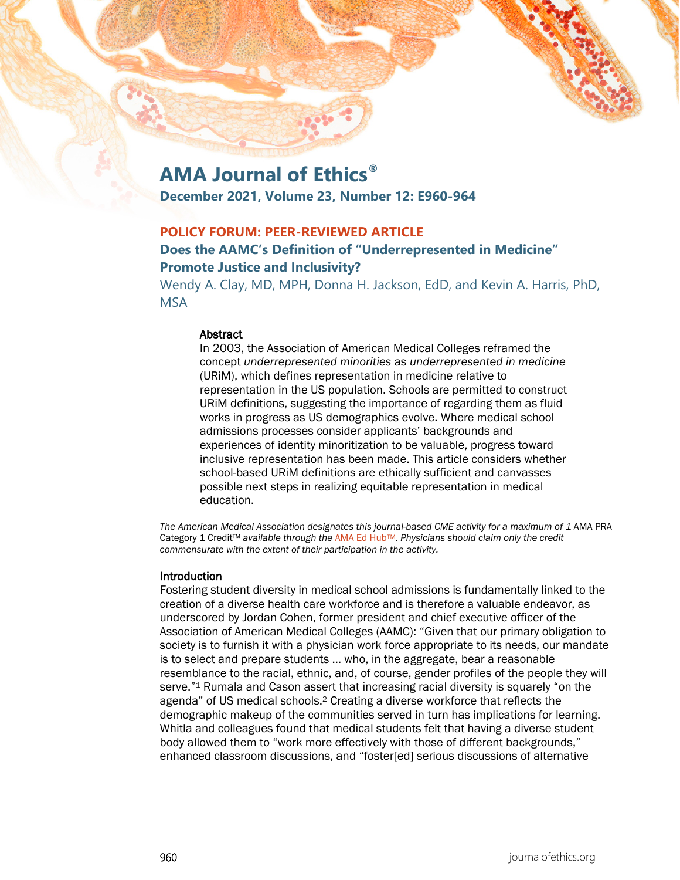# AMA Journal of Ethics®

**December 2021, Volume 23, Number 12: E960-964**

**POLICY FORUM: PEER-REVIEWED ARTICLE**

## Does the AAMC's Definition of "Underrepresented in Medicine" Promote Justice and Inclusivity?

Wendy A. Clay, MD, MPH, Donna H. Jackson, EdD, and Kevin A. Harris, PhD, MSA

### Abstract

In 2003, the Association of American Medical Colleges reframed the concept *underrepresented minorities* as *underrepresented in medicine* (URiM), which defines representation in medicine relative to representation in the US population. Schools are permitted to construct URiM definitions, suggesting the importance of regarding them as fluid works in progress as US demographics evolve. Where medical school admissions processes consider applicants' backgrounds and experiences of identity minoritization to be valuable, progress toward inclusive representation has been made. This article considers whether school-based URiM definitions are ethically sufficient and canvasses possible next steps in realizing equitable representation in medical education.

*The American Medical Association designates this journal-based CME activity for a maximum of 1* AMA PRA Category 1 Credit™ *available through the* AMA Ed Hub™. *Physicians should claim only the credit commensurate with the extent of their participation in the activity.*

### Introduction

Fostering student diversity in medical school admissions is fundamentally linked to the creation of a diverse health care workforce and is therefore a valuable endeavor, as underscored by Jordan Cohen, former president and chief executive officer of the Association of American Medical Colleges (AAMC): "Given that our primary obligation to society is to furnish it with a physician work force appropriate to its needs, our mandate is to select and prepare students … who, in the aggregate, bear a reasonable resemblance to the racial, ethnic, and, of course, gender profiles of the people they will serve."[1] Rumala and Cason assert that increasing racial diversity is squarely "on the agenda" of US medical schools.[2] Creating a diverse workforce that reflects the demographic makeup of the communities served in turn has implications for learning. Whitla and colleagues found that medical students felt that having a diverse student body allowed them to "work more effectively with those of different backgrounds," enhanced classroom discussions, and "foster[ed] serious discussions of alternative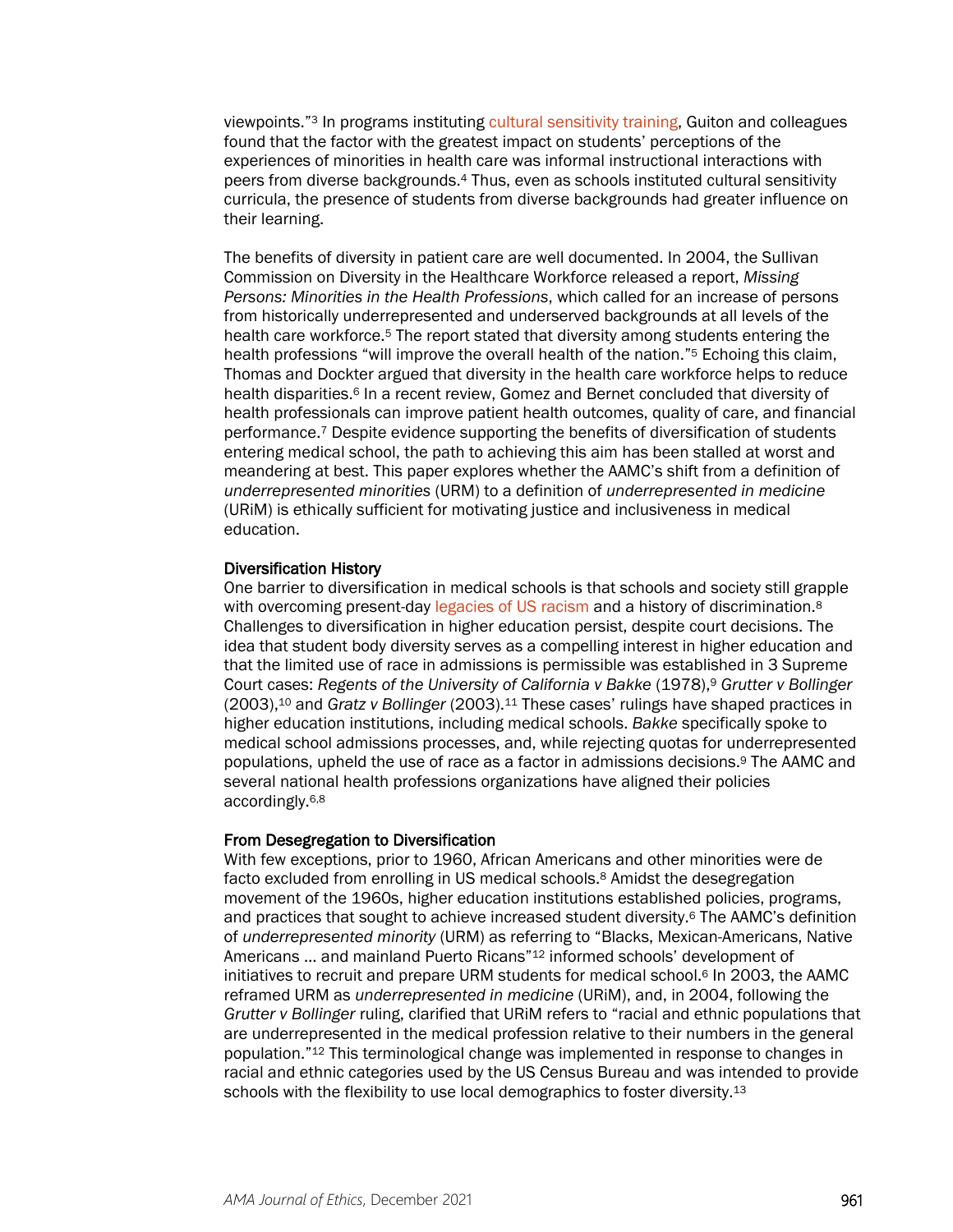viewpoints."[3] In programs instituting cultural sensitivity training, Guiton and colleagues found that the factor with the greatest impact on students' perceptions of the experiences of minorities in health care was informal instructional interactions with peers from diverse backgrounds.[4] Thus, even as schools instituted cultural sensitivity curricula, the presence of students from diverse backgrounds had greater influence on their learning.

The benefits of diversity in patient care are well documented. In 2004, the Sullivan Commission on Diversity in the Healthcare Workforce released a report, *Missing Persons: Minorities in the Health Professions*, which called for an increase of persons from historically underrepresented and underserved backgrounds at all levels of the health care workforce.[5] The report stated that diversity among students entering the health professions "will improve the overall health of the nation."[5] Echoing this claim, Thomas and Dockter argued that diversity in the health care workforce helps to reduce health disparities.[6] In a recent review, Gomez and Bernet concluded that diversity of health professionals can improve patient health outcomes, quality of care, and financial performance.[7] Despite evidence supporting the benefits of diversification of students entering medical school, the path to achieving this aim has been stalled at worst and meandering at best. This paper explores whether the AAMC's shift from a definition of *underrepresented minorities* (URM) to a definition of *underrepresented in medicine* (URiM) is ethically sufficient for motivating justice and inclusiveness in medical education.

### Diversification History

One barrier to diversification in medical schools is that schools and society still grapple with overcoming present-day legacies of US racism and a history of discrimination.[8] Challenges to diversification in higher education persist, despite court decisions. The idea that student body diversity serves as a compelling interest in higher education and that the limited use of race in admissions is permissible was established in 3 Supreme Court cases: *Regents of the University of California v Bakke* (1978),[9] *Grutter v Bollinger* (2003),[10] and *Gratz v Bollinger* (2003).[11] These cases' rulings have shaped practices in higher education institutions, including medical schools. *Bakke* specifically spoke to medical school admissions processes, and, while rejecting quotas for underrepresented populations, upheld the use of race as a factor in admissions decisions.[9] The AAMC and several national health professions organizations have aligned their policies accordingly.[6,8]

### From Desegregation to Diversification

With few exceptions, prior to 1960, African Americans and other minorities were de facto excluded from enrolling in US medical schools.[8] Amidst the desegregation movement of the 1960s, higher education institutions established policies, programs, and practices that sought to achieve increased student diversity.[6] The AAMC's definition of *underrepresented minority* (URM) as referring to "Blacks, Mexican-Americans, Native Americans … and mainland Puerto Ricans"[12] informed schools' development of initiatives to recruit and prepare URM students for medical school.[6] In 2003, the AAMC reframed URM as *underrepresented in medicine* (URiM), and, in 2004, following the *Grutter v Bollinger* ruling, clarified that URiM refers to "racial and ethnic populations that are underrepresented in the medical profession relative to their numbers in the general population."[12] This terminological change was implemented in response to changes in racial and ethnic categories used by the US Census Bureau and was intended to provide schools with the flexibility to use local demographics to foster diversity.[13]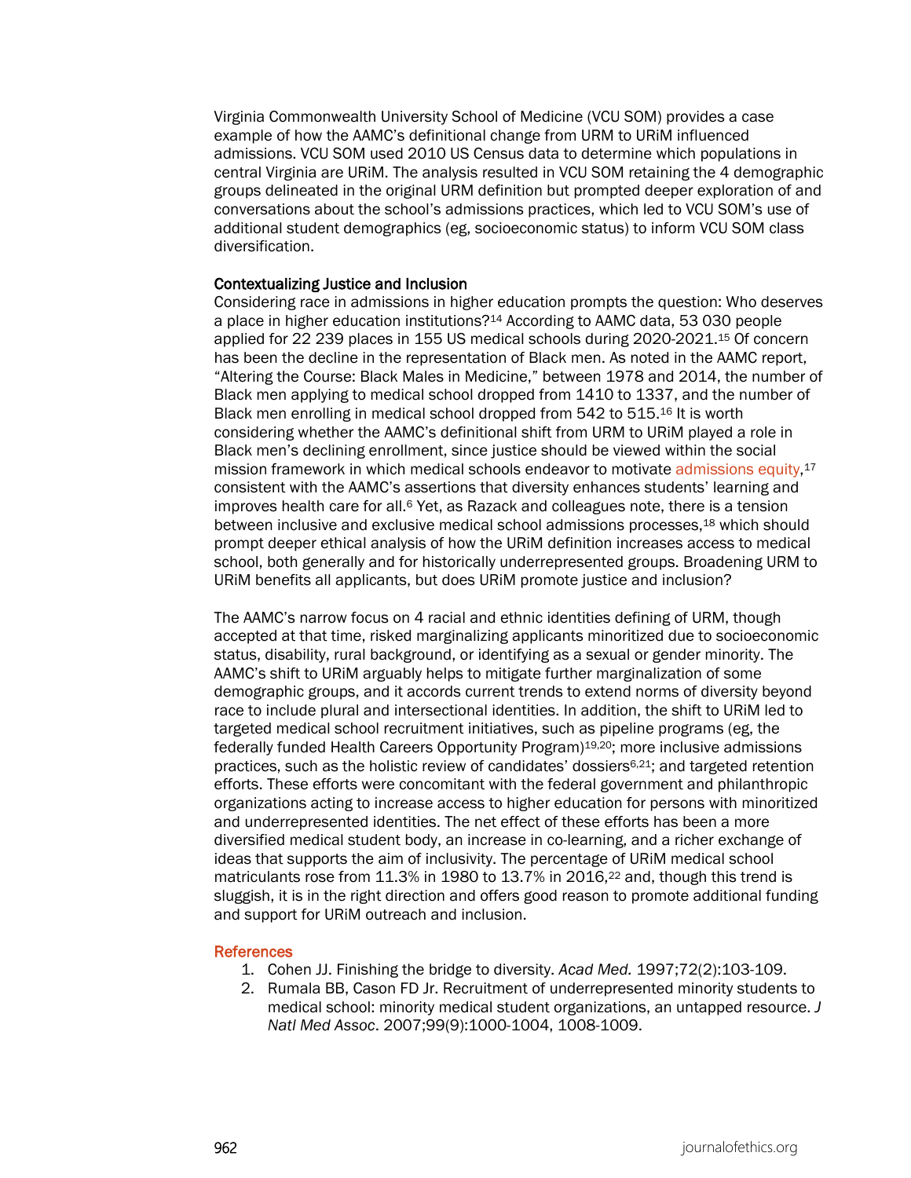Virginia Commonwealth University School of Medicine (VCU SOM) provides a case example of how the AAMC's definitional change from URM to URiM influenced admissions. VCU SOM used 2010 US Census data to determine which populations in central Virginia are URiM. The analysis resulted in VCU SOM retaining the 4 demographic groups delineated in the original URM definition but prompted deeper exploration of and conversations about the school's admissions practices, which led to VCU SOM's use of additional student demographics (eg, socioeconomic status) to inform VCU SOM class diversification.

### Contextualizing Justice and Inclusion

Considering race in admissions in higher education prompts the question: Who deserves a place in higher education institutions?[14] According to AAMC data, 53 030 people applied for 22 239 places in 155 US medical schools during 2020-2021.[15] Of concern has been the decline in the representation of Black men. As noted in the AAMC report, "Altering the Course: Black Males in Medicine," between 1978 and 2014, the number of Black men applying to medical school dropped from 1410 to 1337, and the number of Black men enrolling in medical school dropped from 542 to 515.[16] It is worth considering whether the AAMC's definitional shift from URM to URiM played a role in Black men's declining enrollment, since justice should be viewed within the social mission framework in which medical schools endeavor to motivate admissions equity,[17] consistent with the AAMC's assertions that diversity enhances students' learning and improves health care for all.[6] Yet, as Razack and colleagues note, there is a tension between inclusive and exclusive medical school admissions processes,[18] which should prompt deeper ethical analysis of how the URiM definition increases access to medical school, both generally and for historically underrepresented groups. Broadening URM to URiM benefits all applicants, but does URiM promote justice and inclusion?

The AAMC's narrow focus on 4 racial and ethnic identities defining of URM, though accepted at that time, risked marginalizing applicants minoritized due to socioeconomic status, disability, rural background, or identifying as a sexual or gender minority. The AAMC's shift to URiM arguably helps to mitigate further marginalization of some demographic groups, and it accords current trends to extend norms of diversity beyond race to include plural and intersectional identities. In addition, the shift to URiM led to targeted medical school recruitment initiatives, such as pipeline programs (eg, the federally funded Health Careers Opportunity Program)[19,20]; more inclusive admissions practices, such as the holistic review of candidates' dossiers[6,21]; and targeted retention efforts. These efforts were concomitant with the federal government and philanthropic organizations acting to increase access to higher education for persons with minoritized and underrepresented identities. The net effect of these efforts has been a more diversified medical student body, an increase in co-learning, and a richer exchange of ideas that supports the aim of inclusivity. The percentage of URiM medical school matriculants rose from 11.3% in 1980 to 13.7% in 2016,[22] and, though this trend is sluggish, it is in the right direction and offers good reason to promote additional funding and support for URiM outreach and inclusion.

### References

1. Cohen JJ. Finishing the bridge to diversity. *Acad Med.* 1997;72(2):103-109.
2. Rumala BB, Cason FD Jr. Recruitment of underrepresented minority students to medical school: minority medical student organizations, an untapped resource. *J Natl Med Assoc*. 2007;99(9):1000-1004, 1008-1009.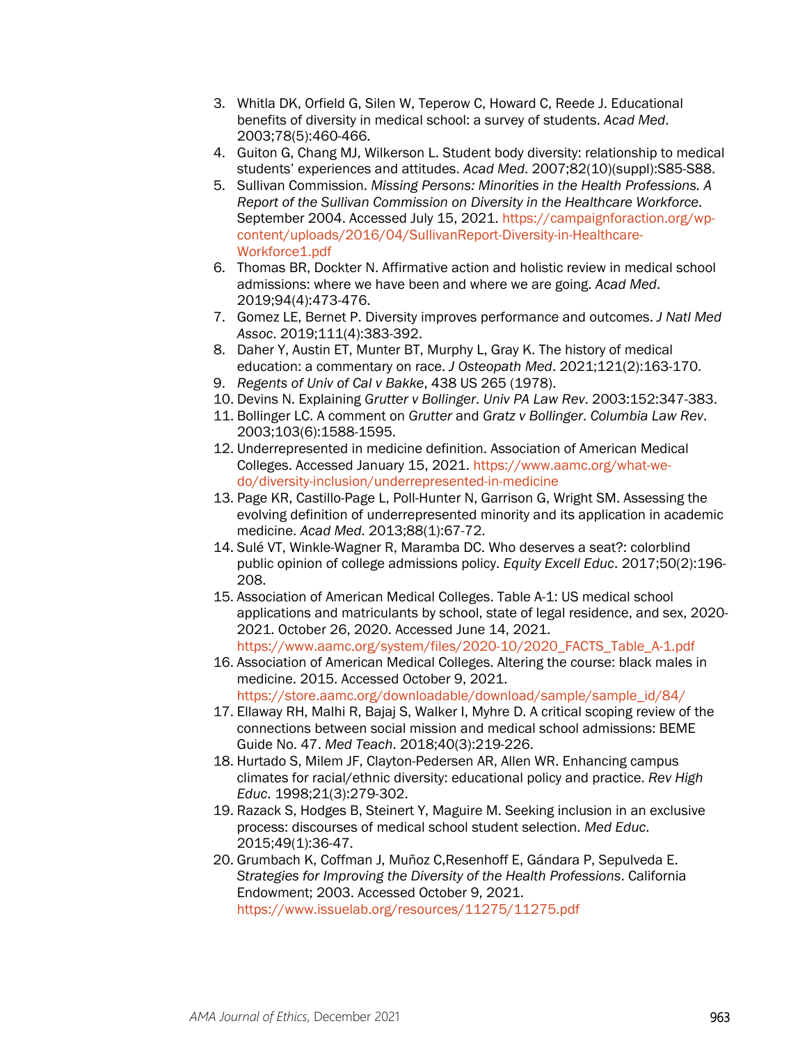3. Whitla DK, Orfield G, Silen W, Teperow C, Howard C, Reede J. Educational benefits of diversity in medical school: a survey of students. *Acad Med*. 2003;78(5):460-466.
4. Guiton G, Chang MJ, Wilkerson L. Student body diversity: relationship to medical students' experiences and attitudes. *Acad Med*. 2007;82(10)(suppl):S85-S88.
5. Sullivan Commission. *Missing Persons: Minorities in the Health Professions. A Report of the Sullivan Commission on Diversity in the Healthcare Workforce*. September 2004. Accessed July 15, 2021. https://campaignforaction.org/wp-content/uploads/2016/04/SullivanReport-Diversity-in-Healthcare-Workforce1.pdf
6. Thomas BR, Dockter N. Affirmative action and holistic review in medical school admissions: where we have been and where we are going. *Acad Med*. 2019;94(4):473-476.
7. Gomez LE, Bernet P. Diversity improves performance and outcomes. *J Natl Med Assoc*. 2019;111(4):383-392.
8. Daher Y, Austin ET, Munter BT, Murphy L, Gray K. The history of medical education: a commentary on race. *J Osteopath Med*. 2021;121(2):163-170.
9. *Regents of Univ of Cal v Bakke*, 438 US 265 (1978).
10. Devins N. Explaining *Grutter v Bollinger*. *Univ PA Law Rev*. 2003:152:347-383.
11. Bollinger LC. A comment on *Grutter* and *Gratz v Bollinger*. *Columbia Law Rev*. 2003;103(6):1588-1595.
12. Underrepresented in medicine definition. Association of American Medical Colleges. Accessed January 15, 2021. https://www.aamc.org/what-we-do/diversity-inclusion/underrepresented-in-medicine
13. Page KR, Castillo-Page L, Poll-Hunter N, Garrison G, Wright SM. Assessing the evolving definition of underrepresented minority and its application in academic medicine. *Acad Med*. 2013;88(1):67-72.
14. Sulé VT, Winkle-Wagner R, Maramba DC. Who deserves a seat?: colorblind public opinion of college admissions policy. *Equity Excell Educ*. 2017;50(2):196-208.
15. Association of American Medical Colleges. Table A-1: US medical school applications and matriculants by school, state of legal residence, and sex, 2020-2021. October 26, 2020. Accessed June 14, 2021. https://www.aamc.org/system/files/2020-10/2020_FACTS_Table_A-1.pdf
16. Association of American Medical Colleges. Altering the course: black males in medicine. 2015. Accessed October 9, 2021. https://store.aamc.org/downloadable/download/sample/sample_id/84/
17. Ellaway RH, Malhi R, Bajaj S, Walker I, Myhre D. A critical scoping review of the connections between social mission and medical school admissions: BEME Guide No. 47. *Med Teach*. 2018;40(3):219-226.
18. Hurtado S, Milem JF, Clayton-Pedersen AR, Allen WR. Enhancing campus climates for racial/ethnic diversity: educational policy and practice. *Rev High Educ*. 1998;21(3):279-302.
19. Razack S, Hodges B, Steinert Y, Maguire M. Seeking inclusion in an exclusive process: discourses of medical school student selection. *Med Educ*. 2015;49(1):36-47.
20. Grumbach K, Coffman J, Muñoz C,Resenhoff E, Gándara P, Sepulveda E. *Strategies for Improving the Diversity of the Health Professions*. California Endowment; 2003. Accessed October 9, 2021. https://www.issuelab.org/resources/11275/11275.pdf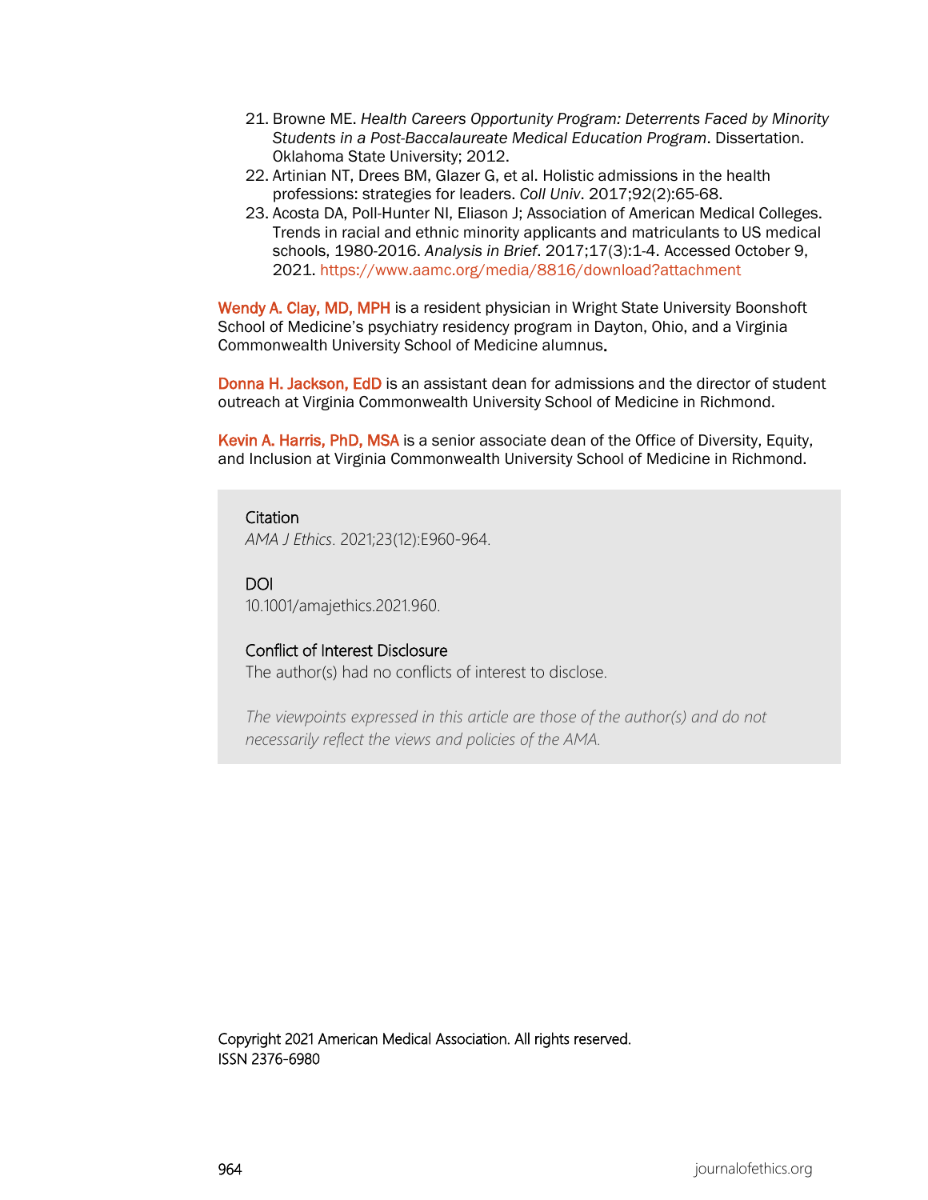21. Browne ME. *Health Careers Opportunity Program: Deterrents Faced by Minority Students in a Post-Baccalaureate Medical Education Program*. Dissertation. Oklahoma State University; 2012.
22. Artinian NT, Drees BM, Glazer G, et al. Holistic admissions in the health professions: strategies for leaders. *Coll Univ*. 2017;92(2):65-68.
23. Acosta DA, Poll-Hunter NI, Eliason J; Association of American Medical Colleges. Trends in racial and ethnic minority applicants and matriculants to US medical schools, 1980-2016. *Analysis in Brief*. 2017;17(3):1-4. Accessed October 9, 2021. https://www.aamc.org/media/8816/download?attachment

**Wendy A. Clay, MD, MPH** is a resident physician in Wright State University Boonshoft School of Medicine's psychiatry residency program in Dayton, Ohio, and a Virginia Commonwealth University School of Medicine alumnus.

**Donna H. Jackson, EdD** is an assistant dean for admissions and the director of student outreach at Virginia Commonwealth University School of Medicine in Richmond.

**Kevin A. Harris, PhD, MSA** is a senior associate dean of the Office of Diversity, Equity, and Inclusion at Virginia Commonwealth University School of Medicine in Richmond.

Citation

*AMA J Ethics*. 2021;23(12):E960-964.

DOI

10.1001/amajethics.2021.960.

Conflict of Interest Disclosure

The author(s) had no conflicts of interest to disclose.

*The viewpoints expressed in this article are those of the author(s) and do not necessarily reflect the views and policies of the AMA.*

Copyright 2021 American Medical Association. All rights reserved.
ISSN 2376-6980